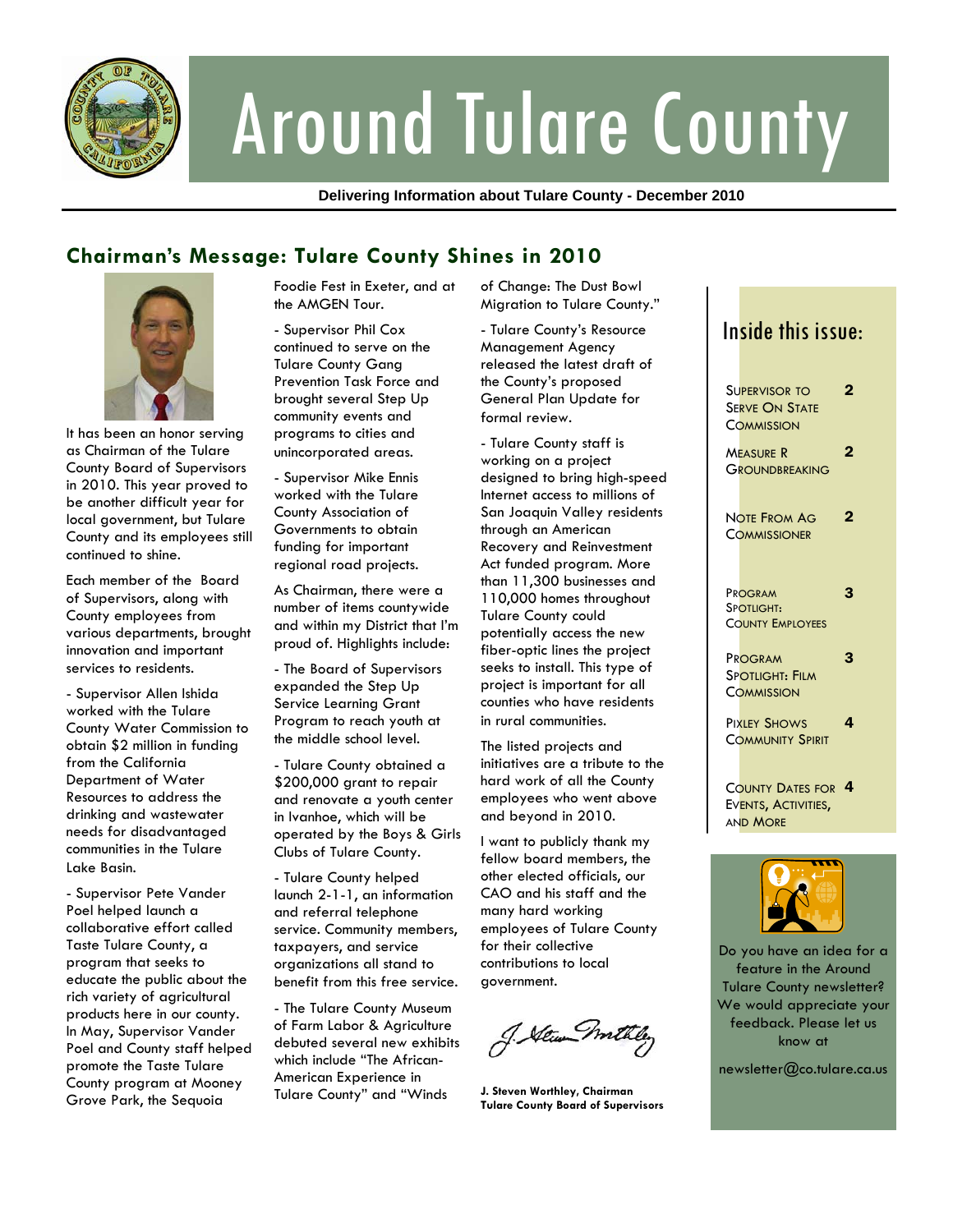# Around Tulare County

**Delivering Information about Tulare County - December 2010**

## Chairman's Message: Tulare County Shines in 2010

It has been an honor serving as Chairman of the Tulare County Board of Supervisors in 2010. This year proved to be another difficult year for local government, but Tulare County and its employees still continued to shine.

Each member of the Board of Supervisors, along with County employees from various departments, brought innovation and important services to residents.

- Supervisor Allen Ishida worked with the Tulare County Water Commission to obtain $2 million in funding from the California Department of Water Resources to address the drinking and wastewater needs for disadvantaged communities in the Tulare Lake Basin.

- Supervisor Pete Vander Poel helped launch a collaborative effort called Taste Tulare County, a program that seeks to educate the public about the rich variety of agricultural products here in our county. In May, Supervisor Vander Poel and County staff helped promote the Taste Tulare County program at Mooney Grove Park, the Sequoia Foodie Fest in Exeter, and at the AMGEN Tour.

- Supervisor Phil Cox continued to serve on the Tulare County Gang Prevention Task Force and brought several Step Up community events and programs to cities and unincorporated areas.

- Supervisor Mike Ennis worked with the Tulare County Association of Governments to obtain funding for important regional road projects.

As Chairman, there were a number of items countywide and within my District that I'm proud of. Highlights include:

- The Board of Supervisors expanded the Step Up Service Learning Grant Program to reach youth at the middle school level.

- Tulare County obtained a $200,000 grant to repair and renovate a youth center in Ivanhoe, which will be operated by the Boys & Girls Clubs of Tulare County.

- Tulare County helped launch 2-1-1, an information and referral telephone service. Community members, taxpayers, and service organizations all stand to benefit from this free service.

- The Tulare County Museum of Farm Labor & Agriculture debuted several new exhibits which include "The African-American Experience in Tulare County" and "Winds of Change: The Dust Bowl Migration to Tulare County."

- Tulare County's Resource Management Agency released the latest draft of the County's proposed General Plan Update for formal review.

- Tulare County staff is working on a project designed to bring high-speed Internet access to millions of San Joaquin Valley residents through an American Recovery and Reinvestment Act funded program. More than 11,300 businesses and 110,000 homes throughout Tulare County could potentially access the new fiber-optic lines the project seeks to install. This type of project is important for all counties who have residents in rural communities.

The listed projects and initiatives are a tribute to the hard work of all the County employees who went above and beyond in 2010.

I want to publicly thank my fellow board members, the other elected officials, our CAO and his staff and the many hard working employees of Tulare County for their collective contributions to local government.

*J. Steven Worthley*

**J. Steven Worthley, Chairman**
**Tulare County Board of Supervisors**

### Inside this issue:

| | |
|---|---|
| Supervisor to Serve On State Commission | 2 |
| Measure R Groundbreaking | 2 |
| Note From Ag Commissioner | 2 |
| Program Spotlight: County Employees | 3 |
| Program Spotlight: Film Commission | 3 |
| Pixley Shows Community Spirit | 4 |
| County Dates for Events, Activities, and More | 4 |

Do you have an idea for a feature in the Around Tulare County newsletter? We would appreciate your feedback. Please let us know at

newsletter@co.tulare.ca.us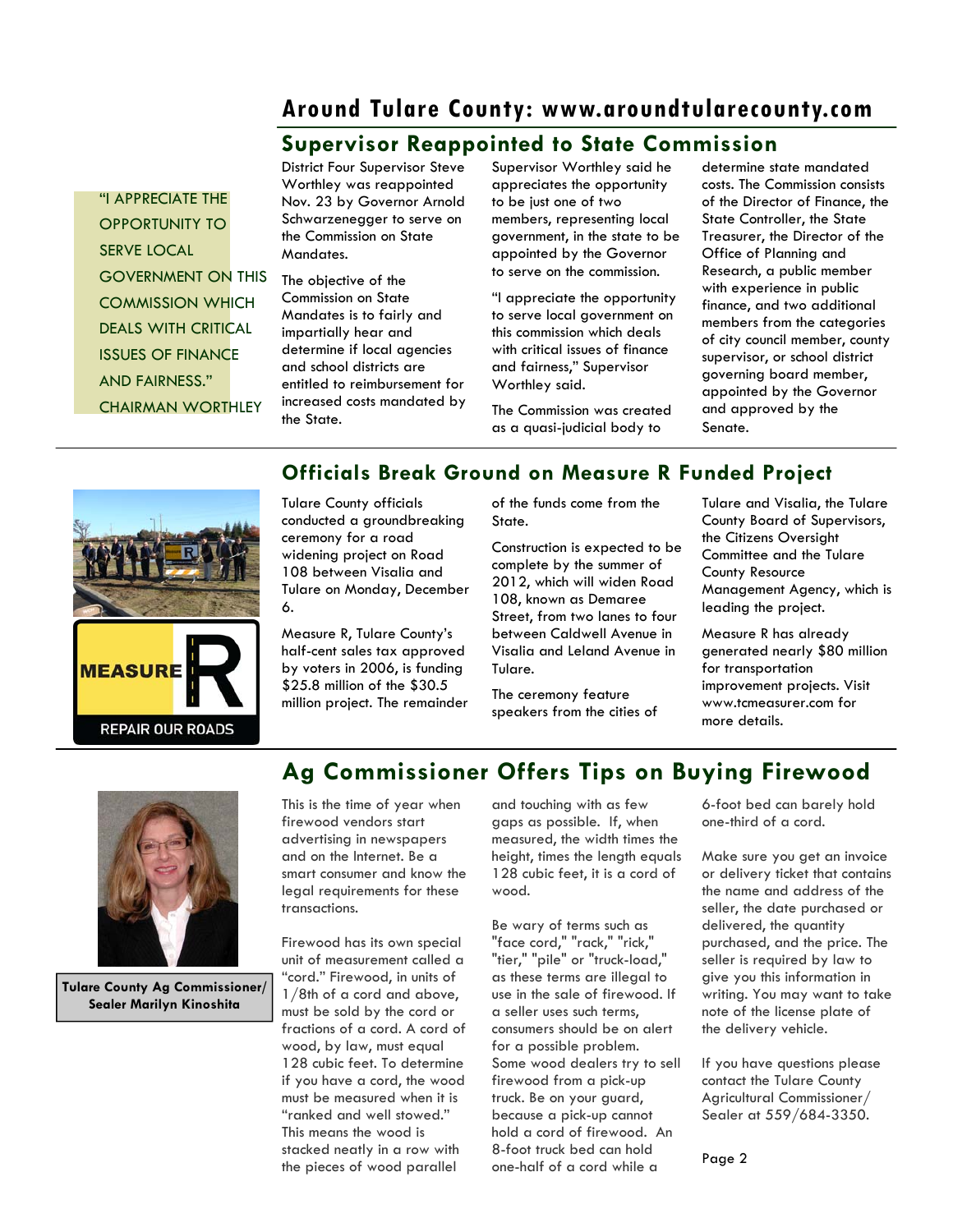# Around Tulare County: www.aroundtularecounty.com

## Supervisor Reappointed to State Commission

"I APPRECIATE THE OPPORTUNITY TO SERVE LOCAL GOVERNMENT ON THIS COMMISSION WHICH DEALS WITH CRITICAL ISSUES OF FINANCE AND FAIRNESS." CHAIRMAN WORTHLEY

District Four Supervisor Steve Worthley was reappointed Nov. 23 by Governor Arnold Schwarzenegger to serve on the Commission on State Mandates.

The objective of the Commission on State Mandates is to fairly and impartially hear and determine if local agencies and school districts are entitled to reimbursement for increased costs mandated by the State.

Supervisor Worthley said he appreciates the opportunity to be just one of two members, representing local government, in the state to be appointed by the Governor to serve on the commission.

"I appreciate the opportunity to serve local government on this commission which deals with critical issues of finance and fairness," Supervisor Worthley said.

The Commission was created as a quasi-judicial body to determine state mandated costs. The Commission consists of the Director of Finance, the State Controller, the State Treasurer, the Director of the Office of Planning and Research, a public member with experience in public finance, and two additional members from the categories of city council member, county supervisor, or school district governing board member, appointed by the Governor and approved by the Senate.

## Officials Break Ground on Measure R Funded Project

Tulare County officials conducted a groundbreaking ceremony for a road widening project on Road 108 between Visalia and Tulare on Monday, December 6.

Measure R, Tulare County's half-cent sales tax approved by voters in 2006, is funding $25.8 million of the $30.5 million project. The remainder of the funds come from the State.

Construction is expected to be complete by the summer of 2012, which will widen Road 108, known as Demaree Street, from two lanes to four between Caldwell Avenue in Visalia and Leland Avenue in Tulare.

The ceremony feature speakers from the cities of Tulare and Visalia, the Tulare County Board of Supervisors, the Citizens Oversight Committee and the Tulare County Resource Management Agency, which is leading the project.

Measure R has already generated nearly $80 million for transportation improvement projects. Visit www.tcmeasurer.com for more details.

## Ag Commissioner Offers Tips on Buying Firewood

**Tulare County Ag Commissioner/ Sealer Marilyn Kinoshita**

This is the time of year when firewood vendors start advertising in newspapers and on the Internet. Be a smart consumer and know the legal requirements for these transactions.

Firewood has its own special unit of measurement called a "cord." Firewood, in units of 1/8th of a cord and above, must be sold by the cord or fractions of a cord. A cord of wood, by law, must equal 128 cubic feet. To determine if you have a cord, the wood must be measured when it is "ranked and well stowed." This means the wood is stacked neatly in a row with the pieces of wood parallel and touching with as few gaps as possible. If, when measured, the width times the height, times the length equals 128 cubic feet, it is a cord of wood.

Be wary of terms such as "face cord," "rack," "rick," "tier," "pile" or "truck-load," as these terms are illegal to use in the sale of firewood. If a seller uses such terms, consumers should be on alert for a possible problem. Some wood dealers try to sell firewood from a pick-up truck. Be on your guard, because a pick-up cannot hold a cord of firewood. An 8-foot truck bed can hold one-half of a cord while a 6-foot bed can barely hold one-third of a cord.

Make sure you get an invoice or delivery ticket that contains the name and address of the seller, the date purchased or delivered, the quantity purchased, and the price. The seller is required by law to give you this information in writing. You may want to take note of the license plate of the delivery vehicle.

If you have questions please contact the Tulare County Agricultural Commissioner/ Sealer at 559/684-3350.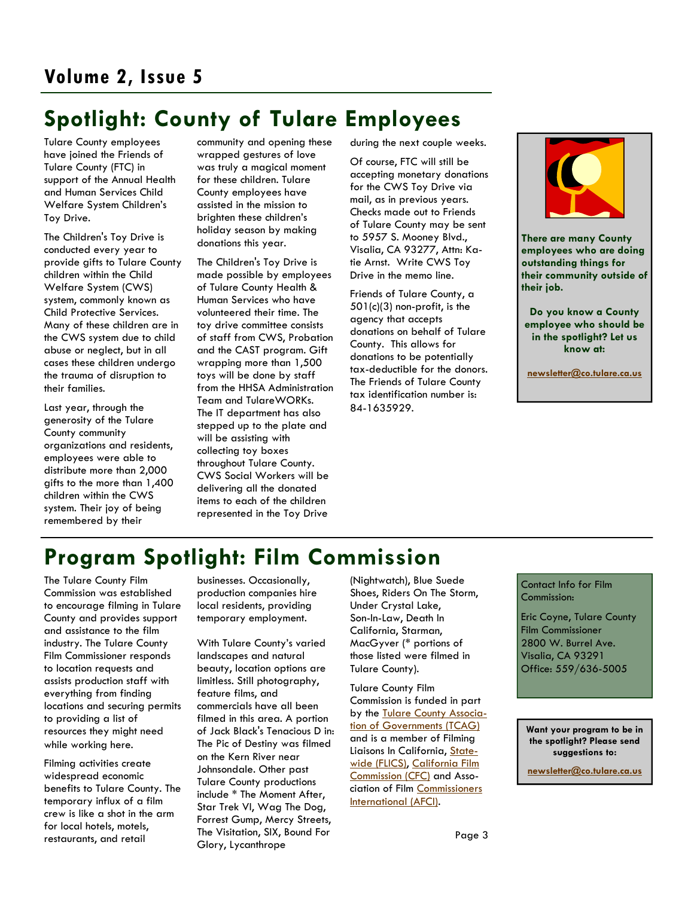## Spotlight: County of Tulare Employees

Tulare County employees have joined the Friends of Tulare County (FTC) in support of the Annual Health and Human Services Child Welfare System Children's Toy Drive.

The Children's Toy Drive is conducted every year to provide gifts to Tulare County children within the Child Welfare System (CWS) system, commonly known as Child Protective Services. Many of these children are in the CWS system due to child abuse or neglect, but in all cases these children undergo the trauma of disruption to their families.

Last year, through the generosity of the Tulare County community organizations and residents, employees were able to distribute more than 2,000 gifts to the more than 1,400 children within the CWS system. Their joy of being remembered by their community and opening these wrapped gestures of love was truly a magical moment for these children. Tulare County employees have assisted in the mission to brighten these children's holiday season by making donations this year.

The Children's Toy Drive is made possible by employees of Tulare County Health & Human Services who have volunteered their time. The toy drive committee consists of staff from CWS, Probation and the CAST program. Gift wrapping more than 1,500 toys will be done by staff from the HHSA Administration Team and TulareWORKs. The IT department has also stepped up to the plate and will be assisting with collecting toy boxes throughout Tulare County. CWS Social Workers will be delivering all the donated items to each of the children represented in the Toy Drive during the next couple weeks.

Of course, FTC will still be accepting monetary donations for the CWS Toy Drive via mail, as in previous years. Checks made out to Friends of Tulare County may be sent to 5957 S. Mooney Blvd., Visalia, CA 93277, Attn: Katie Arnst. Write CWS Toy Drive in the memo line.

Friends of Tulare County, a 501(c)(3) non-profit, is the agency that accepts donations on behalf of Tulare County. This allows for donations to be potentially tax-deductible for the donors. The Friends of Tulare County tax identification number is: 84-1635929.

**There are many County employees who are doing outstanding things for their community outside of their job.**

**Do you know a County employee who should be in the spotlight? Let us know at:**

**newsletter@co.tulare.ca.us**

## Program Spotlight: Film Commission

The Tulare County Film Commission was established to encourage filming in Tulare County and provides support and assistance to the film industry. The Tulare County Film Commissioner responds to location requests and assists production staff with everything from finding locations and securing permits to providing a list of resources they might need while working here.

Filming activities create widespread economic benefits to Tulare County. The temporary influx of a film crew is like a shot in the arm for local hotels, motels, restaurants, and retail businesses. Occasionally, production companies hire local residents, providing temporary employment.

With Tulare County's varied landscapes and natural beauty, location options are limitless. Still photography, feature films, and commercials have all been filmed in this area. A portion of Jack Black's Tenacious D in: The Pic of Destiny was filmed on the Kern River near Johnsondale. Other past Tulare County productions include * The Moment After, Star Trek VI, Wag The Dog, Forrest Gump, Mercy Streets, The Visitation, SIX, Bound For Glory, Lycanthrope (Nightwatch), Blue Suede Shoes, Riders On The Storm, Under Crystal Lake, Son-In-Law, Death In California, Starman, MacGyver (* portions of those listed were filmed in Tulare County).

Tulare County Film Commission is funded in part by the Tulare County Association of Governments (TCAG) and is a member of Filming Liaisons In California, Statewide (FLICS), California Film Commission (CFC) and Association of Film Commissioners International (AFCI).

Contact Info for Film Commission:

Eric Coyne, Tulare County Film Commissioner
2800 W. Burrel Ave.
Visalia, CA 93291
Office: 559/636-5005

**Want your program to be in the spotlight? Please send suggestions to:**

**newsletter@co.tulare.ca.us**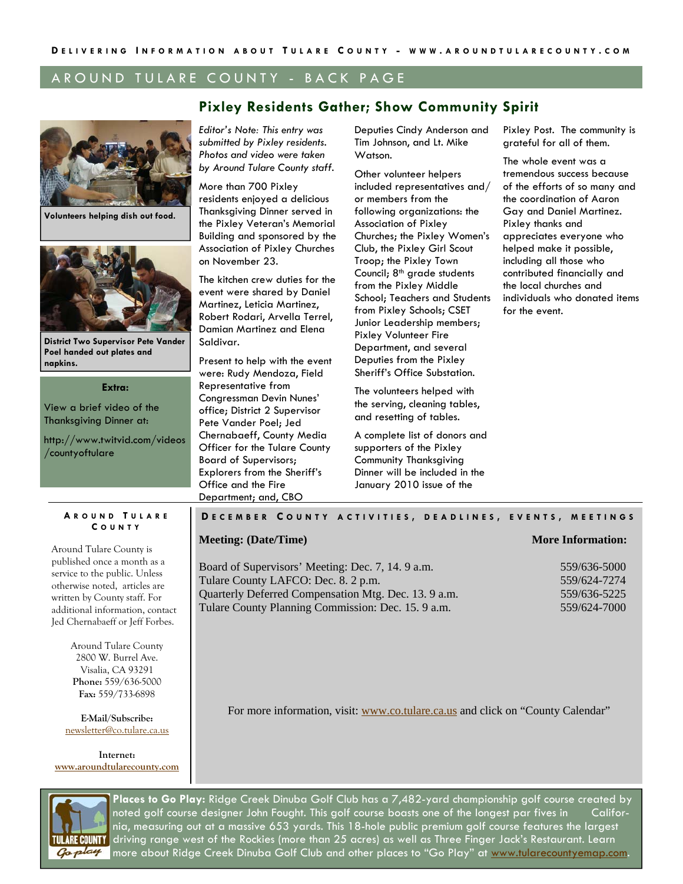## AROUND TULARE COUNTY - BACK PAGE

# Pixley Residents Gather; Show Community Spirit

Volunteers helping dish out food.

District Two Supervisor Pete Vander Poel handed out plates and napkins.

**Extra:**

View a brief video of the Thanksgiving Dinner at:

http://www.twitvid.com/videos/countyoftulare

*Editor's Note: This entry was submitted by Pixley residents. Photos and video were taken by Around Tulare County staff.*

More than 700 Pixley residents enjoyed a delicious Thanksgiving Dinner served in the Pixley Veteran's Memorial Building and sponsored by the Association of Pixley Churches on November 23.

The kitchen crew duties for the event were shared by Daniel Martinez, Leticia Martinez, Robert Rodari, Arvella Terrel, Damian Martinez and Elena Saldivar.

Present to help with the event were: Rudy Mendoza, Field Representative from Congressman Devin Nunes' office; District 2 Supervisor Pete Vander Poel; Jed Chernabaeff, County Media Officer for the Tulare County Board of Supervisors; Explorers from the Sheriff's Office and the Fire Department; and, CBO Deputies Cindy Anderson and Tim Johnson, and Lt. Mike Watson.

Other volunteer helpers included representatives and/or members from the following organizations: the Association of Pixley Churches; the Pixley Women's Club, the Pixley Girl Scout Troop; the Pixley Town Council; 8th grade students from the Pixley Middle School; Teachers and Students from Pixley Schools; CSET Junior Leadership members; Pixley Volunteer Fire Department, and several Deputies from the Pixley Sheriff's Office Substation.

The volunteers helped with the serving, cleaning tables, and resetting of tables.

A complete list of donors and supporters of the Pixley Community Thanksgiving Dinner will be included in the January 2010 issue of the Pixley Post. The community is grateful for all of them.

The whole event was a tremendous success because of the efforts of so many and the coordination of Aaron Gay and Daniel Martinez. Pixley thanks and appreciates everyone who helped make it possible, including all those who contributed financially and the local churches and individuals who donated items for the event.

### AROUND TULARE COUNTY

Around Tulare County is published once a month as a service to the public. Unless otherwise noted, articles are written by County staff. For additional information, contact Jed Chernabaeff or Jeff Forbes.

Around Tulare County
2800 W. Burrel Ave.
Visalia, CA 93291
**Phone:** 559/636-5000
**Fax:** 559/733-6898

**E-Mail/Subscribe:**
newsletter@co.tulare.ca.us

**Internet:**
www.aroundtularecounty.com

### DECEMBER COUNTY ACTIVITIES, DEADLINES, EVENTS, MEETINGS

| Meeting: (Date/Time) | More Information: |
|---|---|
| Board of Supervisors' Meeting: Dec. 7, 14. 9 a.m. | 559/636-5000 |
| Tulare County LAFCO: Dec. 8. 2 p.m. | 559/624-7274 |
| Quarterly Deferred Compensation Mtg. Dec. 13. 9 a.m. | 559/636-5225 |
| Tulare County Planning Commission: Dec. 15. 9 a.m. | 559/624-7000 |

For more information, visit: www.co.tulare.ca.us and click on "County Calendar"

**Places to Go Play:** Ridge Creek Dinuba Golf Club has a 7,482-yard championship golf course created by noted golf course designer John Fought. This golf course boasts one of the longest par fives in California, measuring out at a massive 653 yards. This 18-hole public premium golf course features the largest driving range west of the Rockies (more than 25 acres) as well as Three Finger Jack's Restaurant. Learn more about Ridge Creek Dinuba Golf Club and other places to "Go Play" at www.tularecountyemap.com.